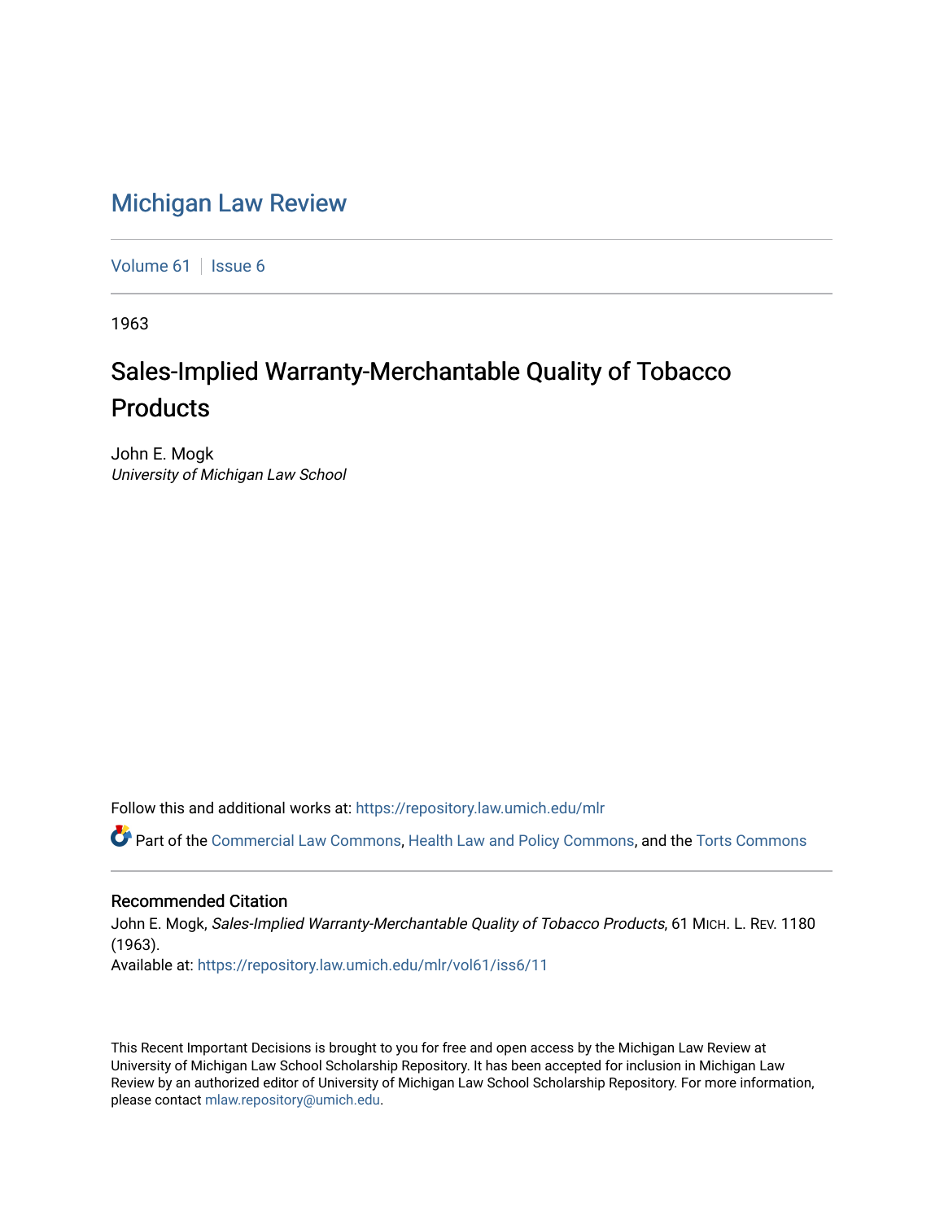# Michigan Law Review

Volume 61 | Issue 6

1963

## Sales-Implied Warranty-Merchantable Quality of Tobacco Products

John E. Mogk
*University of Michigan Law School*

Follow this and additional works at: https://repository.law.umich.edu/mlr

Part of the Commercial Law Commons, Health Law and Policy Commons, and the Torts Commons

### Recommended Citation

John E. Mogk, *Sales-Implied Warranty-Merchantable Quality of Tobacco Products*, 61 MICH. L. REV. 1180 (1963).
Available at: https://repository.law.umich.edu/mlr/vol61/iss6/11

This Recent Important Decisions is brought to you for free and open access by the Michigan Law Review at University of Michigan Law School Scholarship Repository. It has been accepted for inclusion in Michigan Law Review by an authorized editor of University of Michigan Law School Scholarship Repository. For more information, please contact mlaw.repository@umich.edu.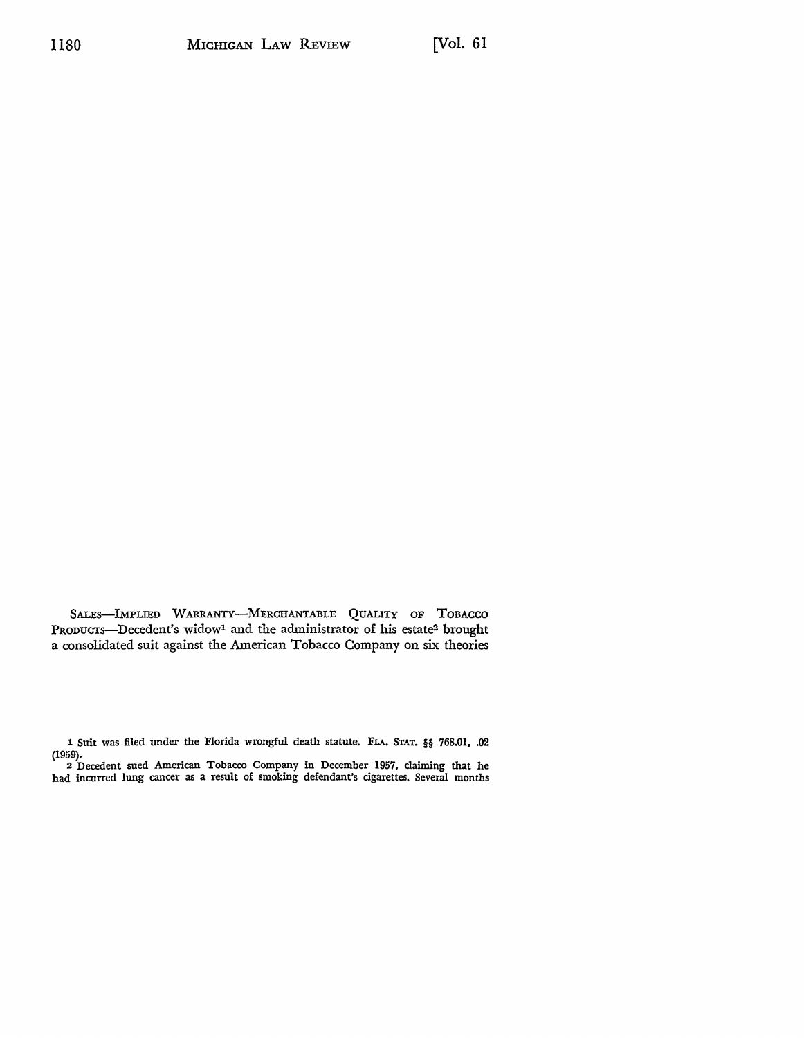SALES—IMPLIED WARRANTY—MERCHANTABLE QUALITY OF TOBACCO PRODUCTS—Decedent's widow[1] and the administrator of his estate[2] brought a consolidated suit against the American Tobacco Company on six theories

1 Suit was filed under the Florida wrongful death statute. FLA. STAT. §§ 768.01, .02 (1959).

2 Decedent sued American Tobacco Company in December 1957, claiming that he had incurred lung cancer as a result of smoking defendant's cigarettes. Several months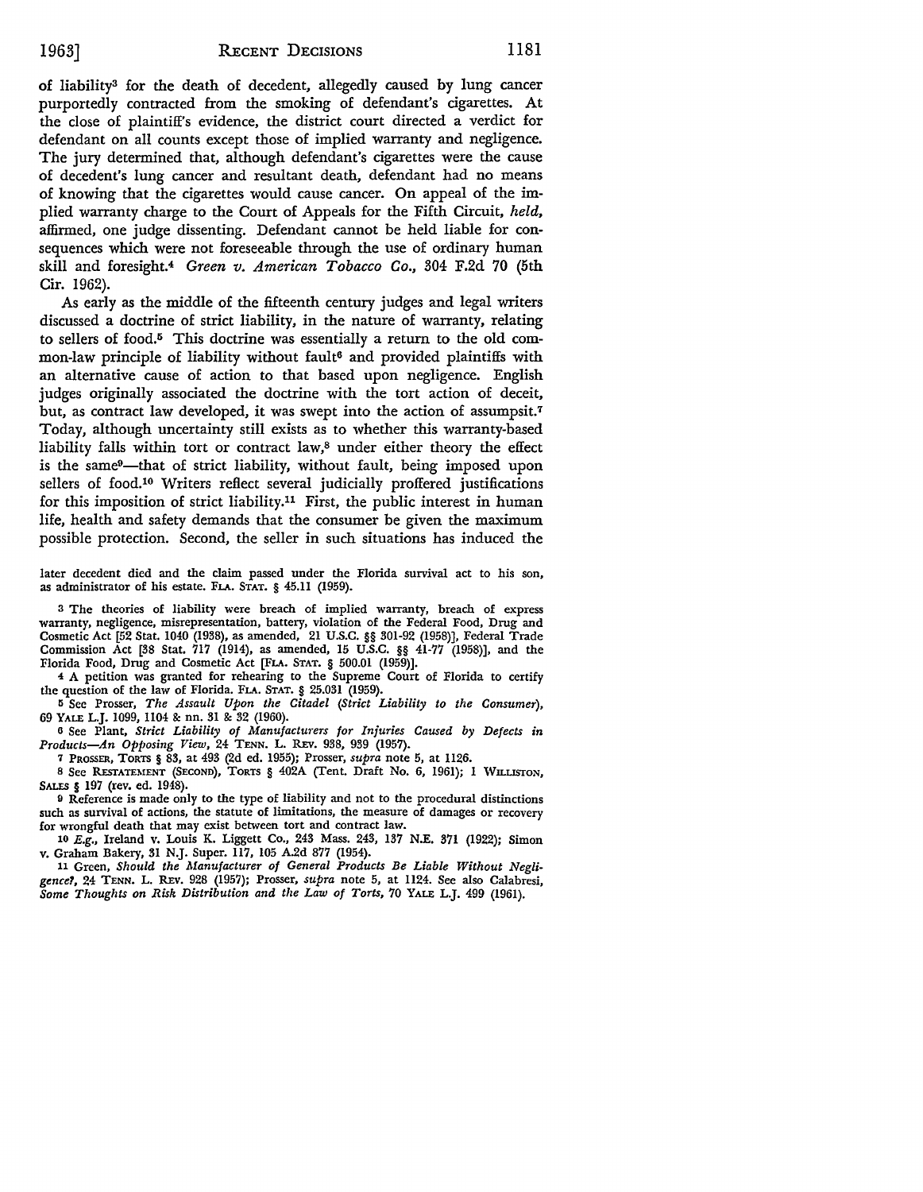of liability[3] for the death of decedent, allegedly caused by lung cancer purportedly contracted from the smoking of defendant's cigarettes. At the close of plaintiff's evidence, the district court directed a verdict for defendant on all counts except those of implied warranty and negligence. The jury determined that, although defendant's cigarettes were the cause of decedent's lung cancer and resultant death, defendant had no means of knowing that the cigarettes would cause cancer. On appeal of the implied warranty charge to the Court of Appeals for the Fifth Circuit, *held*, affirmed, one judge dissenting. Defendant cannot be held liable for consequences which were not foreseeable through the use of ordinary human skill and foresight.[4] *Green v. American Tobacco Co.*, 304 F.2d 70 (5th Cir. 1962).

As early as the middle of the fifteenth century judges and legal writers discussed a doctrine of strict liability, in the nature of warranty, relating to sellers of food.[5] This doctrine was essentially a return to the old common-law principle of liability without fault[6] and provided plaintiffs with an alternative cause of action to that based upon negligence. English judges originally associated the doctrine with the tort action of deceit, but, as contract law developed, it was swept into the action of assumpsit.[7] Today, although uncertainty still exists as to whether this warranty-based liability falls within tort or contract law,[8] under either theory the effect is the same[9]—that of strict liability, without fault, being imposed upon sellers of food.[10] Writers reflect several judicially proffered justifications for this imposition of strict liability.[11] First, the public interest in human life, health and safety demands that the consumer be given the maximum possible protection. Second, the seller in such situations has induced the

later decedent died and the claim passed under the Florida survival act to his son, as administrator of his estate. FLA. STAT. § 45.11 (1959).

[3] The theories of liability were breach of implied warranty, breach of express warranty, negligence, misrepresentation, battery, violation of the Federal Food, Drug and Cosmetic Act [52 Stat. 1040 (1938), as amended, 21 U.S.C. §§ 301-92 (1958)], Federal Trade Commission Act [38 Stat. 717 (1914), as amended, 15 U.S.C. §§ 41-77 (1958)], and the Florida Food, Drug and Cosmetic Act [FLA. STAT. § 500.01 (1959)].

[4] A petition was granted for rehearing to the Supreme Court of Florida to certify the question of the law of Florida. FLA. STAT. § 25.031 (1959).

[5] See Prosser, *The Assault Upon the Citadel (Strict Liability to the Consumer)*, 69 YALE L.J. 1099, 1104 & nn. 31 & 32 (1960).

[6] See Plant, *Strict Liability of Manufacturers for Injuries Caused by Defects in Products—An Opposing View*, 24 TENN. L. REV. 938, 939 (1957).

[7] PROSSER, TORTS § 83, at 493 (2d ed. 1955); Prosser, *supra* note 5, at 1126.

[8] See RESTATEMENT (SECOND), TORTS § 402A (Tent. Draft No. 6, 1961); 1 WILLISTON, SALES § 197 (rev. ed. 1948).

[9] Reference is made only to the type of liability and not to the procedural distinctions such as survival of actions, the statute of limitations, the measure of damages or recovery for wrongful death that may exist between tort and contract law.

[10] *E.g.*, Ireland v. Louis K. Liggett Co., 243 Mass. 243, 137 N.E. 371 (1922); Simon v. Graham Bakery, 31 N.J. Super. 117, 105 A.2d 877 (1954).

[11] Green, *Should the Manufacturer of General Products Be Liable Without Negligence?*, 24 TENN. L. REV. 928 (1957); Prosser, *supra* note 5, at 1124. See also Calabresi, *Some Thoughts on Risk Distribution and the Law of Torts*, 70 YALE L.J. 499 (1961).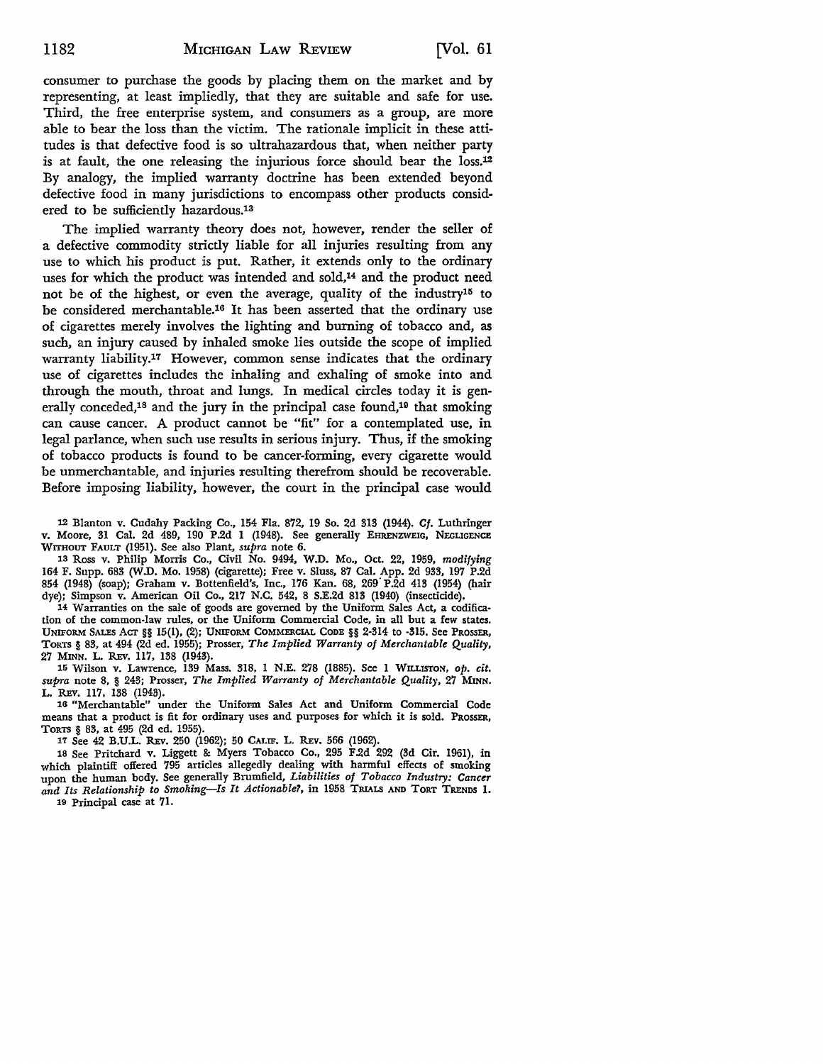consumer to purchase the goods by placing them on the market and by representing, at least impliedly, that they are suitable and safe for use. Third, the free enterprise system, and consumers as a group, are more able to bear the loss than the victim. The rationale implicit in these attitudes is that defective food is so ultrahazardous that, when neither party is at fault, the one releasing the injurious force should bear the loss.[12] By analogy, the implied warranty doctrine has been extended beyond defective food in many jurisdictions to encompass other products considered to be sufficiently hazardous.[13]

The implied warranty theory does not, however, render the seller of a defective commodity strictly liable for all injuries resulting from any use to which his product is put. Rather, it extends only to the ordinary uses for which the product was intended and sold,[14] and the product need not be of the highest, or even the average, quality of the industry[15] to be considered merchantable.[16] It has been asserted that the ordinary use of cigarettes merely involves the lighting and burning of tobacco and, as such, an injury caused by inhaled smoke lies outside the scope of implied warranty liability.[17] However, common sense indicates that the ordinary use of cigarettes includes the inhaling and exhaling of smoke into and through the mouth, throat and lungs. In medical circles today it is generally conceded,[18] and the jury in the principal case found,[19] that smoking can cause cancer. A product cannot be "fit" for a contemplated use, in legal parlance, when such use results in serious injury. Thus, if the smoking of tobacco products is found to be cancer-forming, every cigarette would be unmerchantable, and injuries resulting therefrom should be recoverable. Before imposing liability, however, the court in the principal case would

[12] Blanton v. Cudahy Packing Co., 154 Fla. 872, 19 So. 2d 313 (1944). *Cf.* Luthringer v. Moore, 31 Cal. 2d 489, 190 P.2d 1 (1948). See generally EHRENZWEIG, NEGLIGENCE WITHOUT FAULT (1951). See also Plant, *supra* note 6.

[13] Ross v. Philip Morris Co., Civil No. 9494, W.D. Mo., Oct. 22, 1959, *modifying* 164 F. Supp. 683 (W.D. Mo. 1958) (cigarette); Free v. Sluss, 87 Cal. App. 2d 933, 197 P.2d 854 (1948) (soap); Graham v. Bottenfield's, Inc., 176 Kan. 68, 269 P.2d 413 (1954) (hair dye); Simpson v. American Oil Co., 217 N.C. 542, 8 S.E.2d 813 (1940) (insecticide).

[14] Warranties on the sale of goods are governed by the Uniform Sales Act, a codification of the common-law rules, or the Uniform Commercial Code, in all but a few states. UNIFORM SALES ACT §§ 15(1), (2); UNIFORM COMMERCIAL CODE §§ 2-314 to -315. See PROSSER, TORTS § 83, at 494 (2d ed. 1955); Prosser, *The Implied Warranty of Merchantable Quality*, 27 MINN. L. REV. 117, 138 (1943).

[15] Wilson v. Lawrence, 139 Mass. 318, 1 N.E. 278 (1885). See 1 WILLISTON, *op. cit. supra* note 8, § 243; Prosser, *The Implied Warranty of Merchantable Quality*, 27 MINN. L. REV. 117, 138 (1943).

[16] "Merchantable" under the Uniform Sales Act and Uniform Commercial Code means that a product is fit for ordinary uses and purposes for which it is sold. PROSSER, TORTS § 83, at 495 (2d ed. 1955).

[17] See 42 B.U.L. REV. 250 (1962); 50 CALIF. L. REV. 566 (1962).

[18] See Pritchard v. Liggett & Myers Tobacco Co., 295 F.2d 292 (3d Cir. 1961), in which plaintiff offered 795 articles allegedly dealing with harmful effects of smoking upon the human body. See generally Brumfield, *Liabilities of Tobacco Industry: Cancer and Its Relationship to Smoking—Is It Actionable?*, in 1958 TRIALS AND TORT TRENDS 1.

[19] Principal case at 71.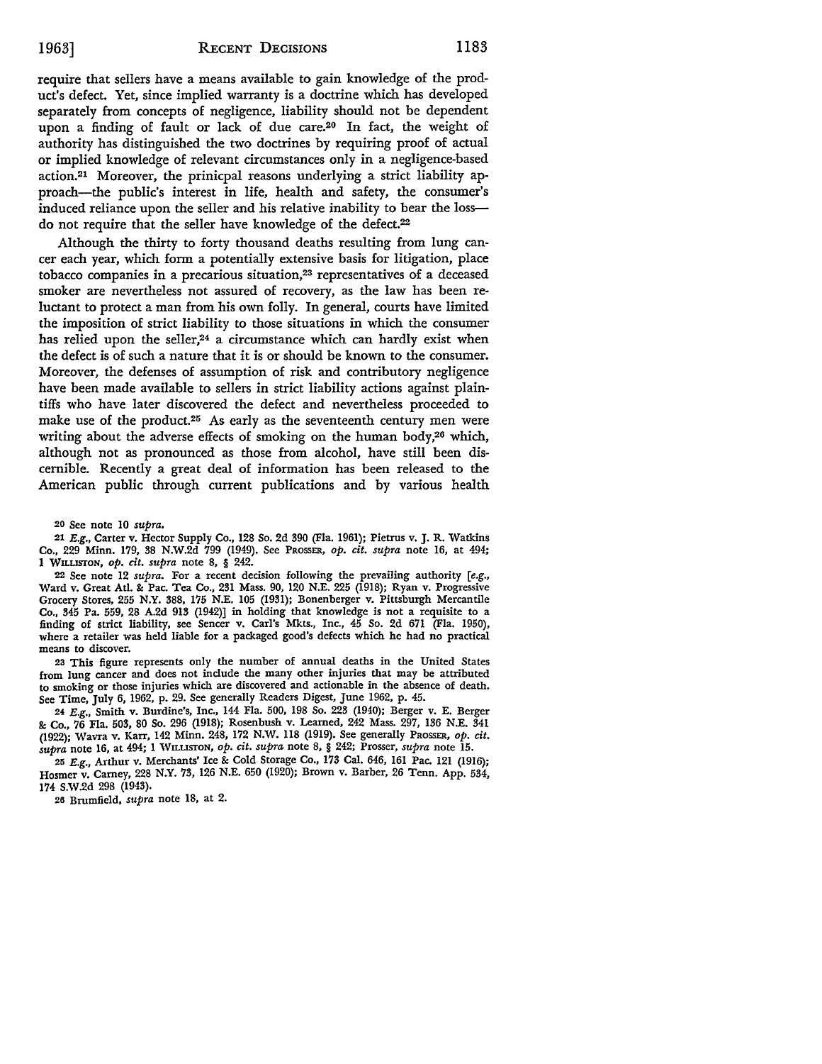require that sellers have a means available to gain knowledge of the product's defect. Yet, since implied warranty is a doctrine which has developed separately from concepts of negligence, liability should not be dependent upon a finding of fault or lack of due care.[20] In fact, the weight of authority has distinguished the two doctrines by requiring proof of actual or implied knowledge of relevant circumstances only in a negligence-based action.[21] Moreover, the prinicpal reasons underlying a strict liability approach—the public's interest in life, health and safety, the consumer's induced reliance upon the seller and his relative inability to bear the loss—do not require that the seller have knowledge of the defect.[22]

Although the thirty to forty thousand deaths resulting from lung cancer each year, which form a potentially extensive basis for litigation, place tobacco companies in a precarious situation,[23] representatives of a deceased smoker are nevertheless not assured of recovery, as the law has been reluctant to protect a man from his own folly. In general, courts have limited the imposition of strict liability to those situations in which the consumer has relied upon the seller,[24] a circumstance which can hardly exist when the defect is of such a nature that it is or should be known to the consumer. Moreover, the defenses of assumption of risk and contributory negligence have been made available to sellers in strict liability actions against plaintiffs who have later discovered the defect and nevertheless proceeded to make use of the product.[25] As early as the seventeenth century men were writing about the adverse effects of smoking on the human body,[26] which, although not as pronounced as those from alcohol, have still been discernible. Recently a great deal of information has been released to the American public through current publications and by various health

---

20 See note 10 *supra.*

21 *E.g.,* Carter v. Hector Supply Co., 128 So. 2d 390 (Fla. 1961); Pietrus v. J. R. Watkins Co., 229 Minn. 179, 38 N.W.2d 799 (1949). See PROSSER, *op. cit. supra* note 16, at 494; 1 WILLISTON, *op. cit. supra* note 8, § 242.

22 See note 12 *supra.* For a recent decision following the prevailing authority [*e.g.,* Ward v. Great Atl. & Pac. Tea Co., 231 Mass. 90, 120 N.E. 225 (1918); Ryan v. Progressive Grocery Stores, 255 N.Y. 388, 175 N.E. 105 (1931); Bonenberger v. Pittsburgh Mercantile Co., 345 Pa. 559, 28 A.2d 913 (1942)] in holding that knowledge is not a requisite to a finding of strict liability, see Sencer v. Carl's Mkts., Inc., 45 So. 2d 671 (Fla. 1950), where a retailer was held liable for a packaged good's defects which he had no practical means to discover.

23 This figure represents only the number of annual deaths in the United States from lung cancer and does not include the many other injuries that may be attributed to smoking or those injuries which are discovered and actionable in the absence of death. See Time, July 6, 1962, p. 29. See generally Readers Digest, June 1962, p. 45.

24 *E.g.,* Smith v. Burdine's, Inc., 144 Fla. 500, 198 So. 223 (1940); Berger v. E. Berger & Co., 76 Fla. 503, 80 So. 296 (1918); Rosenbush v. Learned, 242 Mass. 297, 136 N.E. 341 (1922); Wavra v. Karr, 142 Minn. 248, 172 N.W. 118 (1919). See generally PROSSER, *op. cit. supra* note 16, at 494; 1 WILLISTON, *op. cit. supra* note 8, § 242; Prosser, *supra* note 15.

25 *E.g.,* Arthur v. Merchants' Ice & Cold Storage Co., 173 Cal. 646, 161 Pac. 121 (1916); Hosmer v. Carney, 228 N.Y. 73, 126 N.E. 650 (1920); Brown v. Barber, 26 Tenn. App. 534, 174 S.W.2d 298 (1943).

26 Brumfield, *supra* note 18, at 2.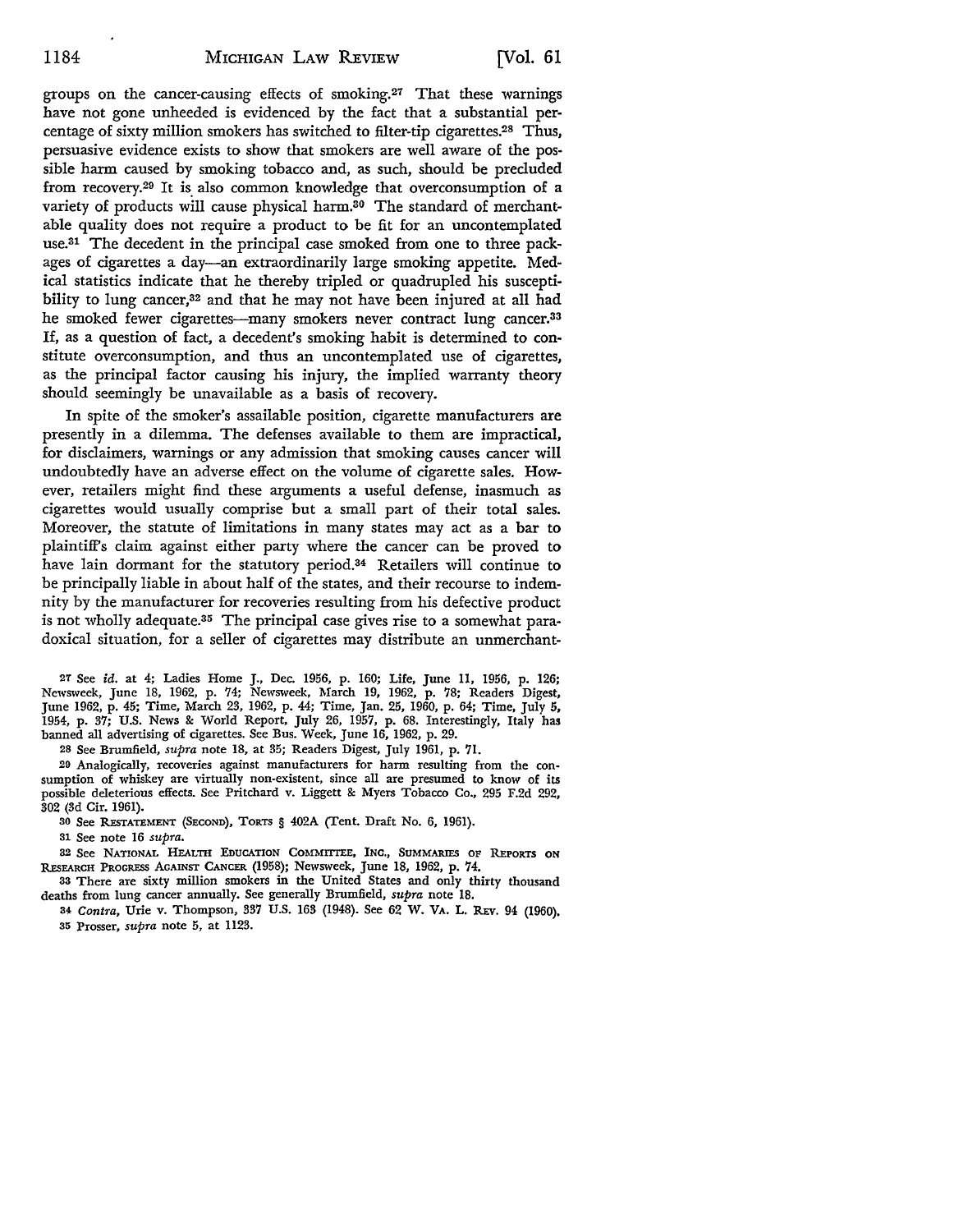groups on the cancer-causing effects of smoking.[27] That these warnings have not gone unheeded is evidenced by the fact that a substantial percentage of sixty million smokers has switched to filter-tip cigarettes.[28] Thus, persuasive evidence exists to show that smokers are well aware of the possible harm caused by smoking tobacco and, as such, should be precluded from recovery.[29] It is also common knowledge that overconsumption of a variety of products will cause physical harm.[30] The standard of merchantable quality does not require a product to be fit for an uncontemplated use.[31] The decedent in the principal case smoked from one to three packages of cigarettes a day—an extraordinarily large smoking appetite. Medical statistics indicate that he thereby tripled or quadrupled his susceptibility to lung cancer,[32] and that he may not have been injured at all had he smoked fewer cigarettes—many smokers never contract lung cancer.[33] If, as a question of fact, a decedent's smoking habit is determined to constitute overconsumption, and thus an uncontemplated use of cigarettes, as the principal factor causing his injury, the implied warranty theory should seemingly be unavailable as a basis of recovery.

In spite of the smoker's assailable position, cigarette manufacturers are presently in a dilemma. The defenses available to them are impractical, for disclaimers, warnings or any admission that smoking causes cancer will undoubtedly have an adverse effect on the volume of cigarette sales. However, retailers might find these arguments a useful defense, inasmuch as cigarettes would usually comprise but a small part of their total sales. Moreover, the statute of limitations in many states may act as a bar to plaintiff's claim against either party where the cancer can be proved to have lain dormant for the statutory period.[34] Retailers will continue to be principally liable in about half of the states, and their recourse to indemnity by the manufacturer for recoveries resulting from his defective product is not wholly adequate.[35] The principal case gives rise to a somewhat paradoxical situation, for a seller of cigarettes may distribute an unmerchant-

---

27 See *id.* at 4; Ladies Home J., Dec. 1956, p. 160; Life, June 11, 1956, p. 126; Newsweek, June 18, 1962, p. 74; Newsweek, March 19, 1962, p. 78; Readers Digest, June 1962, p. 45; Time, March 23, 1962, p. 44; Time, Jan. 25, 1960, p. 64; Time, July 5, 1954, p. 37; U.S. News & World Report, July 26, 1957, p. 68. Interestingly, Italy has banned all advertising of cigarettes. See Bus. Week, June 16, 1962, p. 29.

28 See Brumfield, *supra* note 18, at 35; Readers Digest, July 1961, p. 71.

29 Analogically, recoveries against manufacturers for harm resulting from the consumption of whiskey are virtually non-existent, since all are presumed to know of its possible deleterious effects. See Pritchard v. Liggett & Myers Tobacco Co., 295 F.2d 292, 302 (3d Cir. 1961).

30 See RESTATEMENT (SECOND), TORTS § 402A (Tent. Draft No. 6, 1961).

31 See note 16 *supra*.

32 See NATIONAL HEALTH EDUCATION COMMITTEE, INC., SUMMARIES OF REPORTS ON RESEARCH PROGRESS AGAINST CANCER (1958); Newsweek, June 18, 1962, p. 74.

33 There are sixty million smokers in the United States and only thirty thousand deaths from lung cancer annually. See generally Brumfield, *supra* note 18.

34 *Contra*, Urie v. Thompson, 337 U.S. 163 (1948). See 62 W. VA. L. REV. 94 (1960).

35 Prosser, *supra* note 5, at 1123.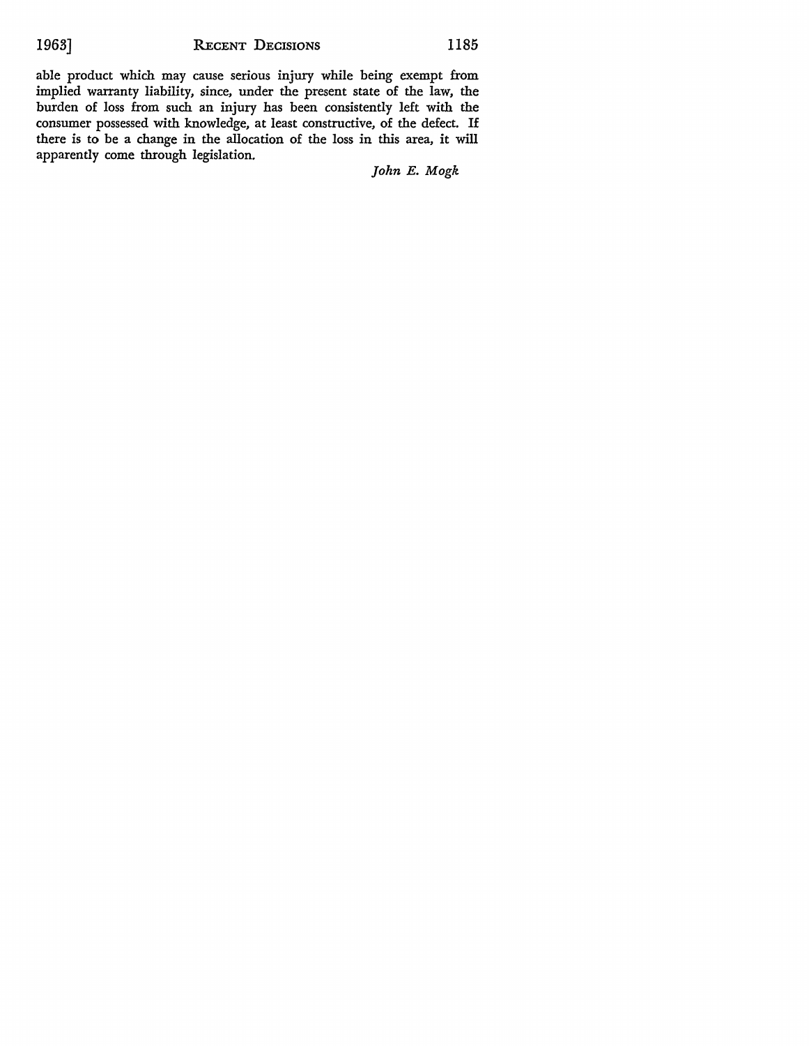able product which may cause serious injury while being exempt from implied warranty liability, since, under the present state of the law, the burden of loss from such an injury has been consistently left with the consumer possessed with knowledge, at least constructive, of the defect. If there is to be a change in the allocation of the loss in this area, it will apparently come through legislation.

*John E. Mogk*